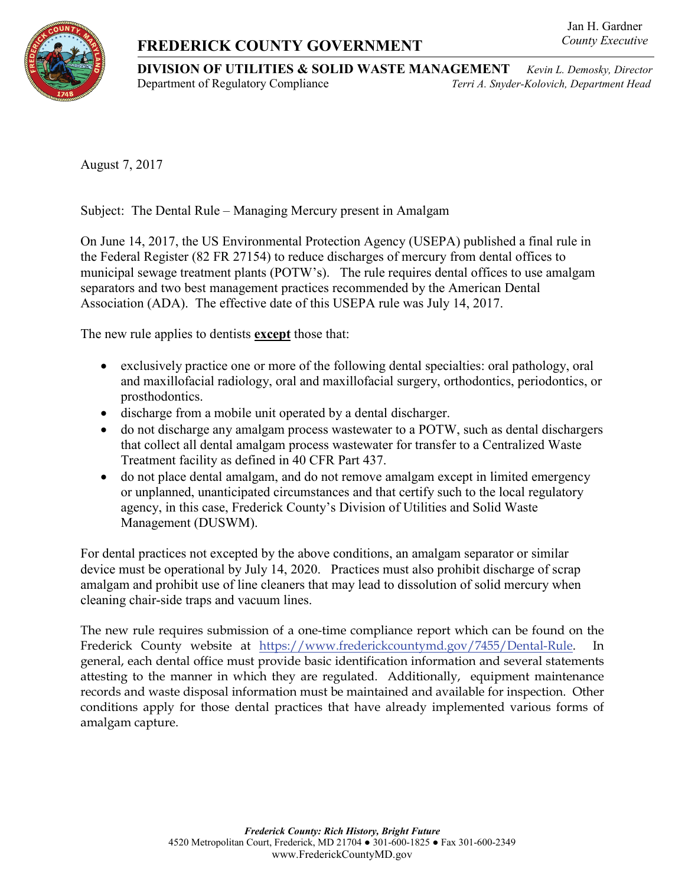Jan H. Gardner
*County Executive*

# FREDERICK COUNTY GOVERNMENT

**DIVISION OF UTILITIES & SOLID WASTE MANAGEMENT** *Kevin L. Demosky, Director*
Department of Regulatory Compliance *Terri A. Snyder-Kolovich, Department Head*

August 7, 2017

Subject: The Dental Rule – Managing Mercury present in Amalgam

On June 14, 2017, the US Environmental Protection Agency (USEPA) published a final rule in the Federal Register (82 FR 27154) to reduce discharges of mercury from dental offices to municipal sewage treatment plants (POTW's). The rule requires dental offices to use amalgam separators and two best management practices recommended by the American Dental Association (ADA). The effective date of this USEPA rule was July 14, 2017.

The new rule applies to dentists **except** those that:

- exclusively practice one or more of the following dental specialties: oral pathology, oral and maxillofacial radiology, oral and maxillofacial surgery, orthodontics, periodontics, or prosthodontics.
- discharge from a mobile unit operated by a dental discharger.
- do not discharge any amalgam process wastewater to a POTW, such as dental dischargers that collect all dental amalgam process wastewater for transfer to a Centralized Waste Treatment facility as defined in 40 CFR Part 437.
- do not place dental amalgam, and do not remove amalgam except in limited emergency or unplanned, unanticipated circumstances and that certify such to the local regulatory agency, in this case, Frederick County's Division of Utilities and Solid Waste Management (DUSWM).

For dental practices not excepted by the above conditions, an amalgam separator or similar device must be operational by July 14, 2020. Practices must also prohibit discharge of scrap amalgam and prohibit use of line cleaners that may lead to dissolution of solid mercury when cleaning chair-side traps and vacuum lines.

The new rule requires submission of a one-time compliance report which can be found on the Frederick County website at https://www.frederickcountymd.gov/7455/Dental-Rule. In general, each dental office must provide basic identification information and several statements attesting to the manner in which they are regulated. Additionally, equipment maintenance records and waste disposal information must be maintained and available for inspection. Other conditions apply for those dental practices that have already implemented various forms of amalgam capture.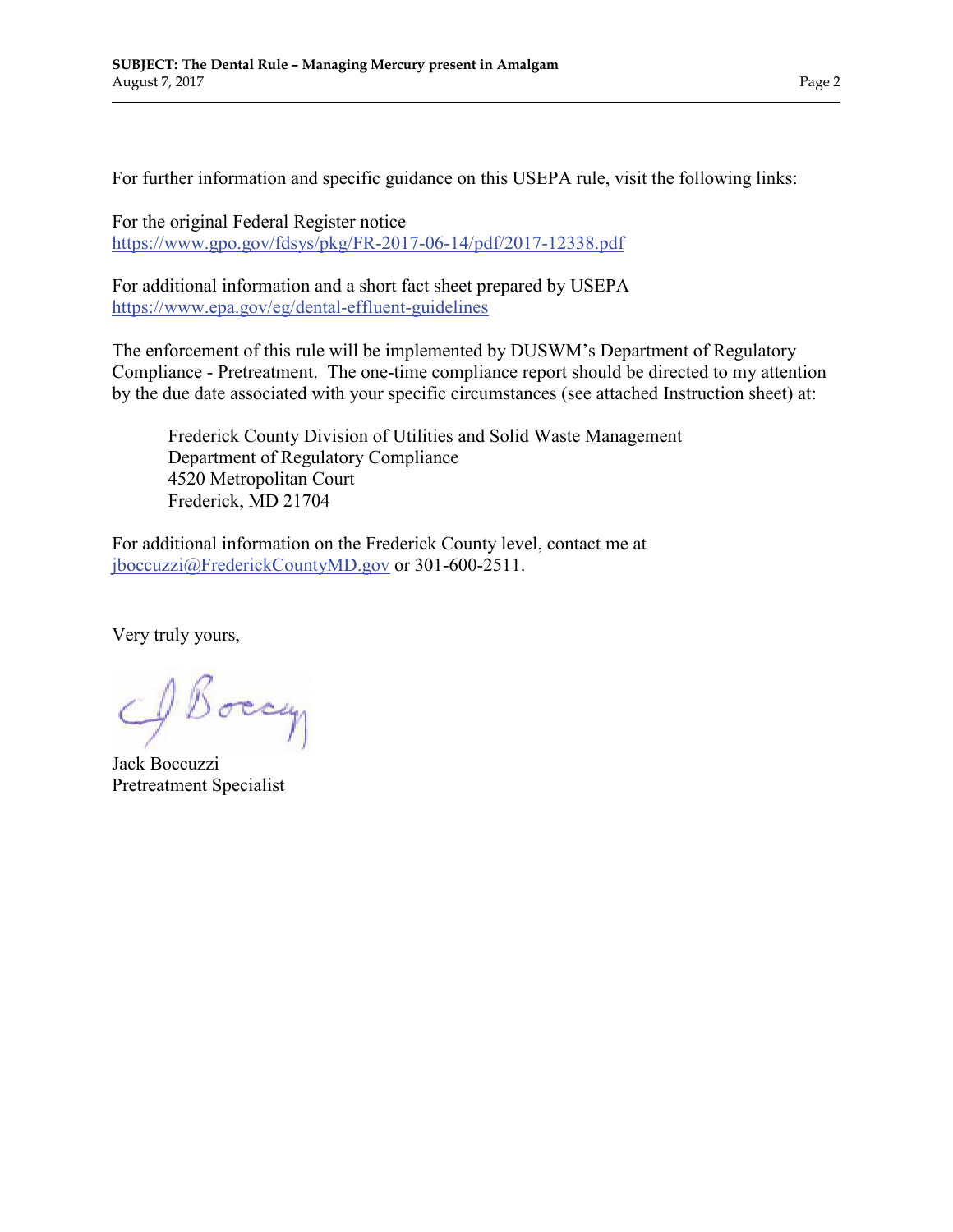For further information and specific guidance on this USEPA rule, visit the following links:

For the original Federal Register notice
https://www.gpo.gov/fdsys/pkg/FR-2017-06-14/pdf/2017-12338.pdf

For additional information and a short fact sheet prepared by USEPA
https://www.epa.gov/eg/dental-effluent-guidelines

The enforcement of this rule will be implemented by DUSWM's Department of Regulatory Compliance - Pretreatment. The one-time compliance report should be directed to my attention by the due date associated with your specific circumstances (see attached Instruction sheet) at:

> Frederick County Division of Utilities and Solid Waste Management
> Department of Regulatory Compliance
> 4520 Metropolitan Court
> Frederick, MD 21704

For additional information on the Frederick County level, contact me at jboccuzzi@FrederickCountyMD.gov or 301-600-2511.

Very truly yours,

Jack Boccuzzi
Pretreatment Specialist